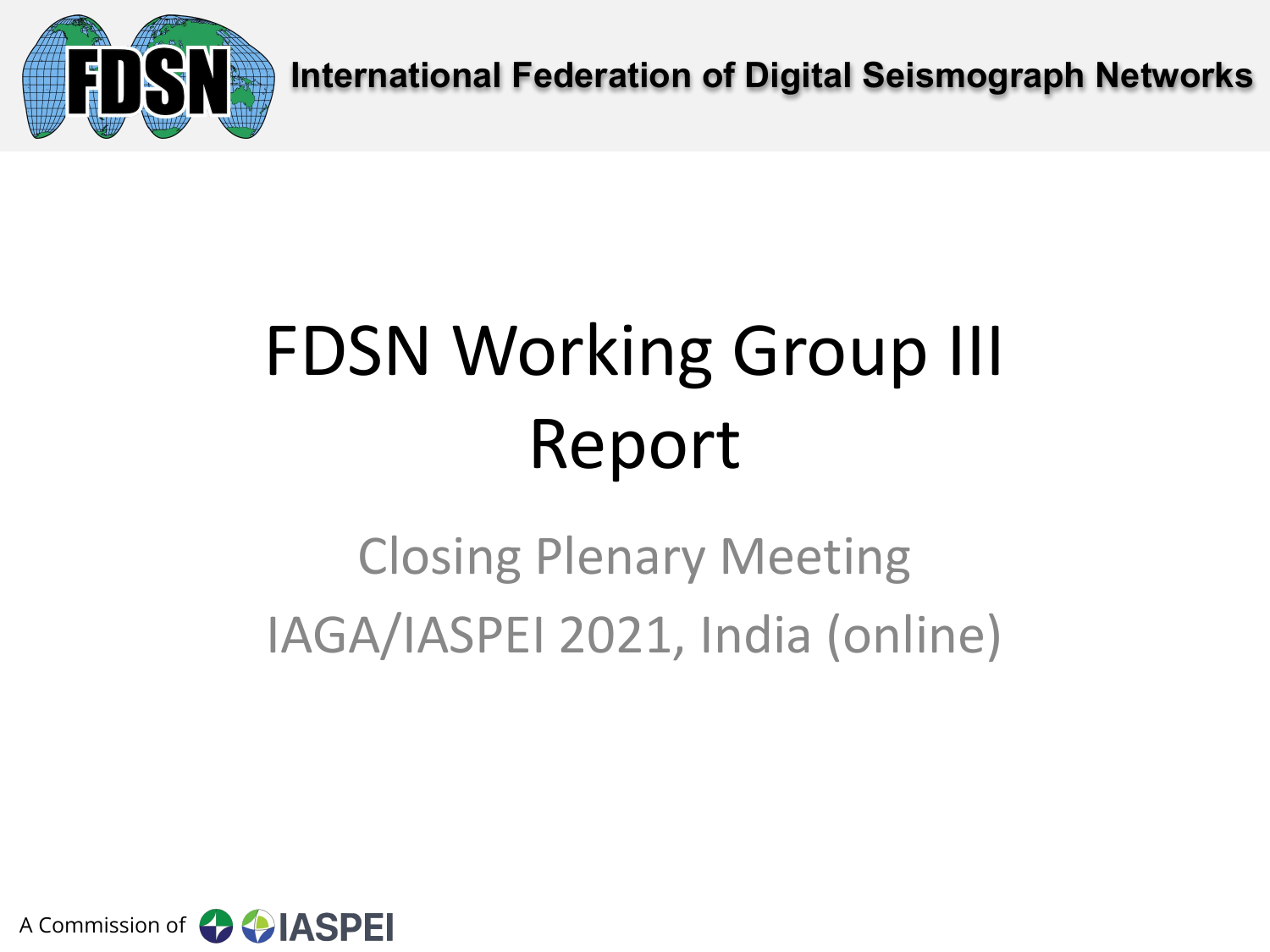International Federation of Digital Seismograph Networks

# FDSN Working Group III Report

## Closing Plenary Meeting

## IAGA/IASPEI 2021, India (online)

A Commission of IASPEI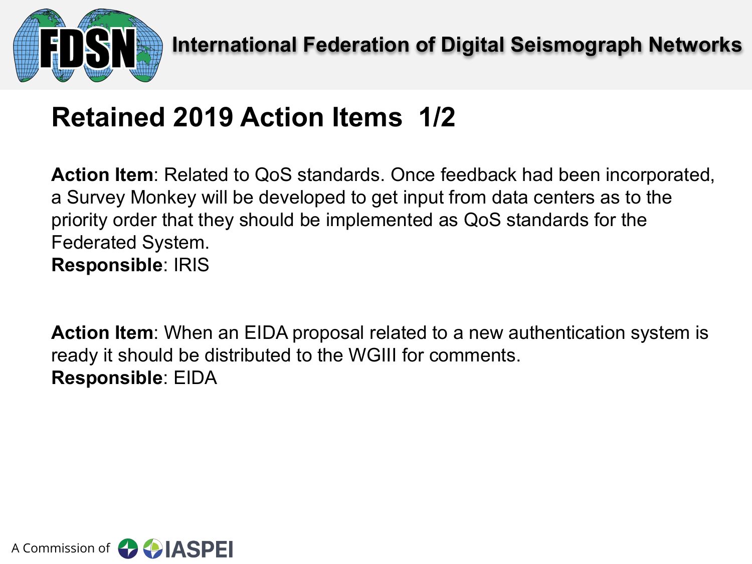# Retained 2019 Action Items 1/2

**Action Item**: Related to QoS standards. Once feedback had been incorporated, a Survey Monkey will be developed to get input from data centers as to the priority order that they should be implemented as QoS standards for the Federated System.
**Responsible**: IRIS

**Action Item**: When an EIDA proposal related to a new authentication system is ready it should be distributed to the WGIII for comments.
**Responsible**: EIDA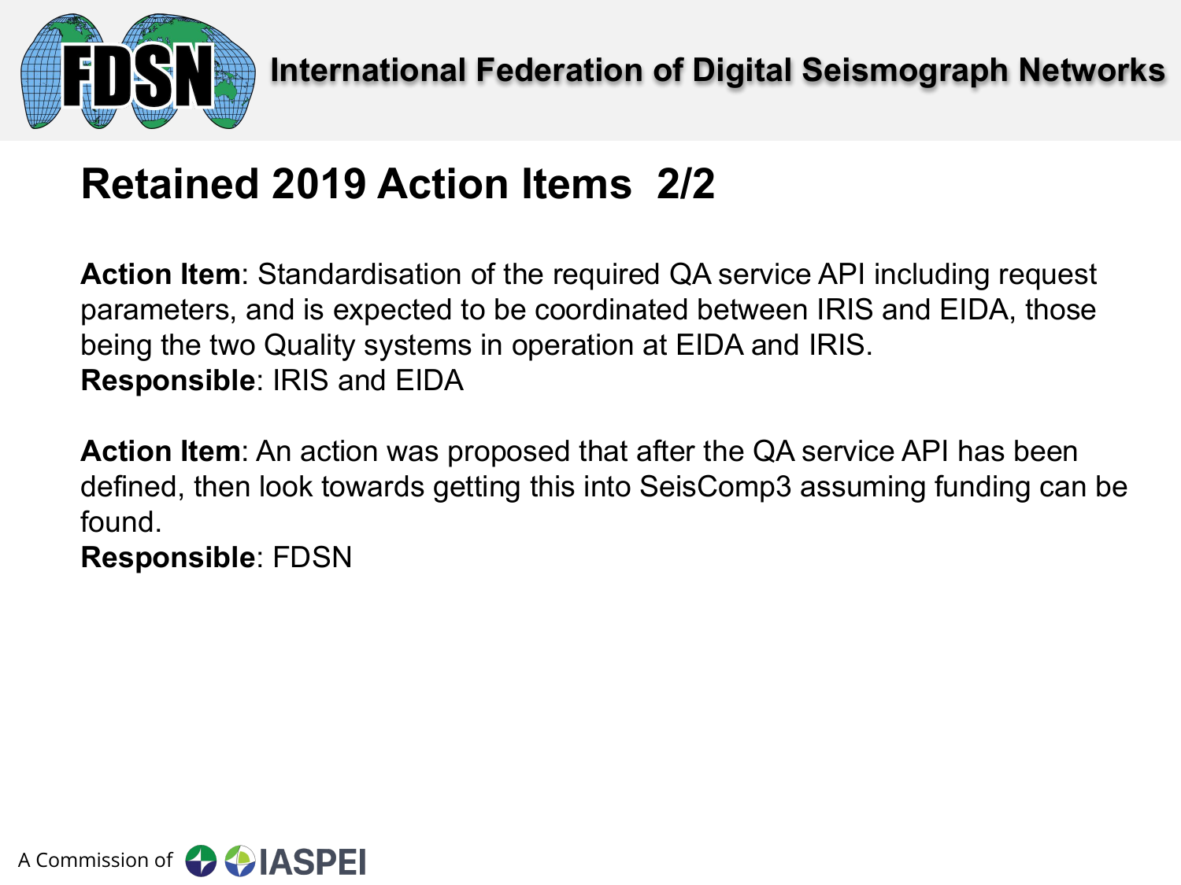## Retained 2019 Action Items 2/2

**Action Item**: Standardisation of the required QA service API including request parameters, and is expected to be coordinated between IRIS and EIDA, those being the two Quality systems in operation at EIDA and IRIS.
**Responsible**: IRIS and EIDA

**Action Item**: An action was proposed that after the QA service API has been defined, then look towards getting this into SeisComp3 assuming funding can be found.
**Responsible**: FDSN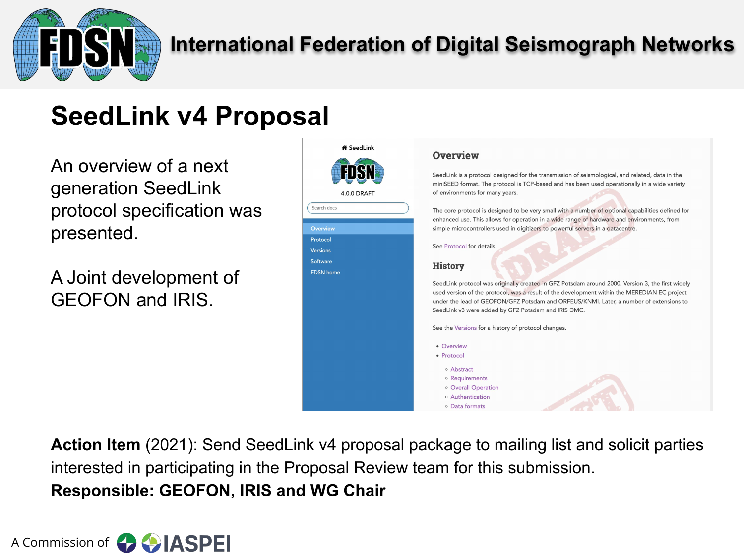# SeedLink v4 Proposal

An overview of a next generation SeedLink protocol specification was presented.

A Joint development of GEOFON and IRIS.

**Action Item** (2021): Send SeedLink v4 proposal package to mailing list and solicit parties interested in participating in the Proposal Review team for this submission.
**Responsible: GEOFON, IRIS and WG Chair**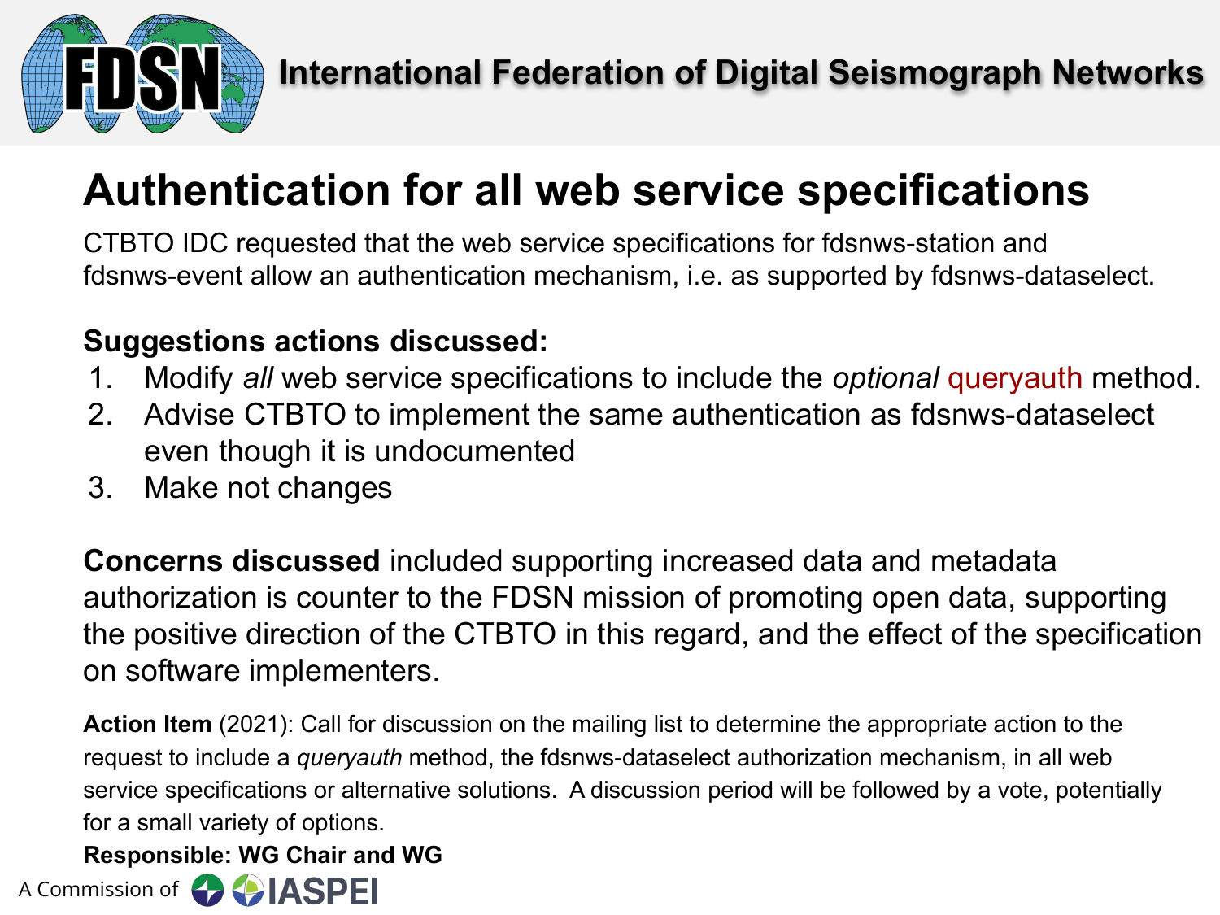# Authentication for all web service specifications

CTBTO IDC requested that the web service specifications for fdsnws-station and fdsnws-event allow an authentication mechanism, i.e. as supported by fdsnws-dataselect.

**Suggestions actions discussed:**

1. Modify *all* web service specifications to include the *optional* queryauth method.
2. Advise CTBTO to implement the same authentication as fdsnws-dataselect even though it is undocumented
3. Make not changes

**Concerns discussed** included supporting increased data and metadata authorization is counter to the FDSN mission of promoting open data, supporting the positive direction of the CTBTO in this regard, and the effect of the specification on software implementers.

**Action Item** (2021): Call for discussion on the mailing list to determine the appropriate action to the request to include a *queryauth* method, the fdsnws-dataselect authorization mechanism, in all web service specifications or alternative solutions. A discussion period will be followed by a vote, potentially for a small variety of options.

**Responsible: WG Chair and WG**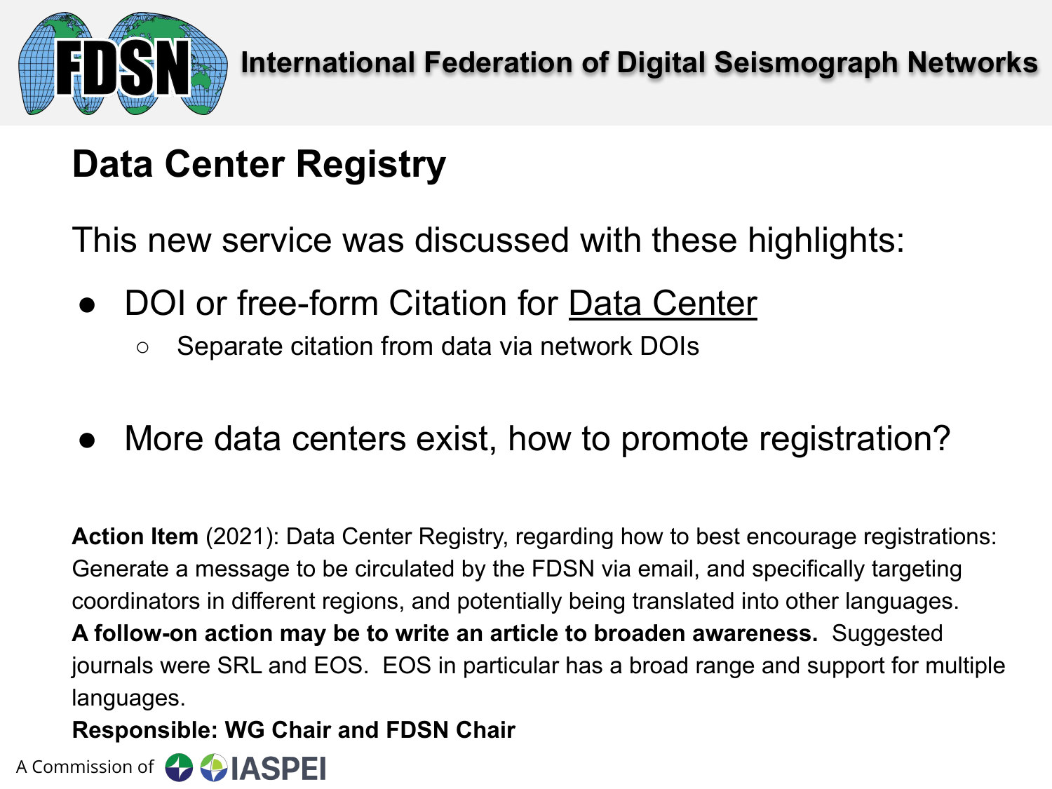## Data Center Registry

This new service was discussed with these highlights:

- DOI or free-form Citation for Data Center
  - Separate citation from data via network DOIs

- More data centers exist, how to promote registration?

**Action Item** (2021): Data Center Registry, regarding how to best encourage registrations: Generate a message to be circulated by the FDSN via email, and specifically targeting coordinators in different regions, and potentially being translated into other languages. **A follow-on action may be to write an article to broaden awareness.** Suggested journals were SRL and EOS. EOS in particular has a broad range and support for multiple languages.

**Responsible: WG Chair and FDSN Chair**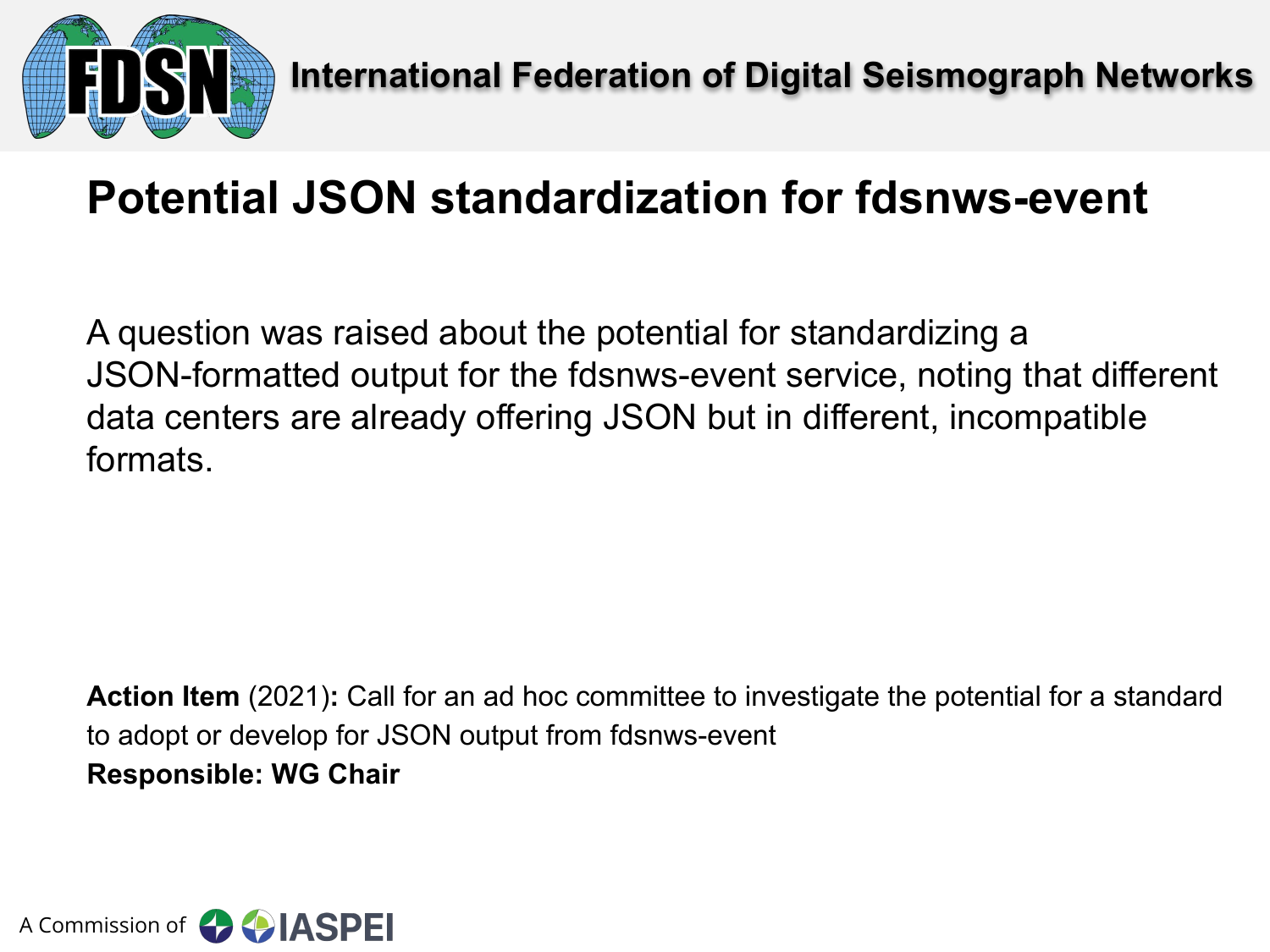# Potential JSON standardization for fdsnws-event

A question was raised about the potential for standardizing a JSON-formatted output for the fdsnws-event service, noting that different data centers are already offering JSON but in different, incompatible formats.

**Action Item** (2021)**:** Call for an ad hoc committee to investigate the potential for a standard to adopt or develop for JSON output from fdsnws-event
**Responsible: WG Chair**